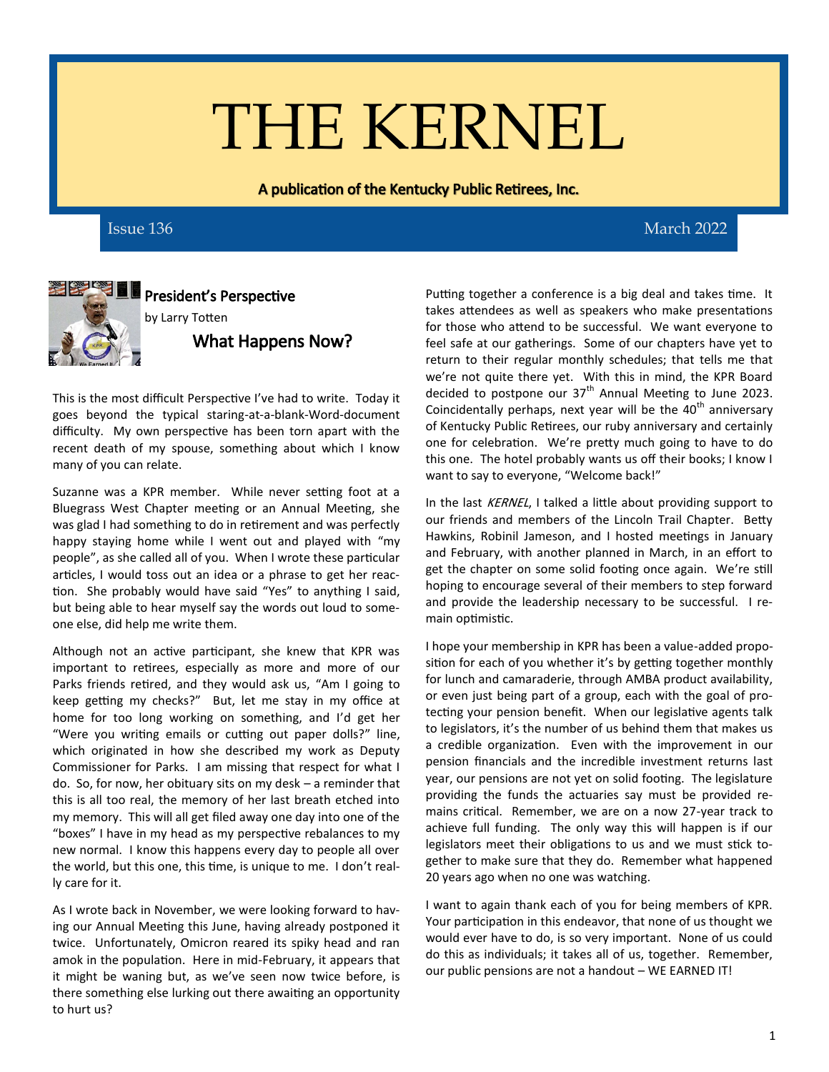# THE KERNEL

**A publication of the Kentucky Public Retirees, Inc.**

Issue 136 March 2022

## President's Perspective

by Larry Totten

### What Happens Now?

This is the most difficult Perspective I've had to write. Today it goes beyond the typical staring-at-a-blank-Word-document difficulty. My own perspective has been torn apart with the recent death of my spouse, something about which I know many of you can relate.

Suzanne was a KPR member. While never setting foot at a Bluegrass West Chapter meeting or an Annual Meeting, she was glad I had something to do in retirement and was perfectly happy staying home while I went out and played with "my people", as she called all of you. When I wrote these particular articles, I would toss out an idea or a phrase to get her reaction. She probably would have said "Yes" to anything I said, but being able to hear myself say the words out loud to someone else, did help me write them.

Although not an active participant, she knew that KPR was important to retirees, especially as more and more of our Parks friends retired, and they would ask us, "Am I going to keep getting my checks?" But, let me stay in my office at home for too long working on something, and I'd get her "Were you writing emails or cutting out paper dolls?" line, which originated in how she described my work as Deputy Commissioner for Parks. I am missing that respect for what I do. So, for now, her obituary sits on my desk – a reminder that this is all too real, the memory of her last breath etched into my memory. This will all get filed away one day into one of the "boxes" I have in my head as my perspective rebalances to my new normal. I know this happens every day to people all over the world, but this one, this time, is unique to me. I don't really care for it.

As I wrote back in November, we were looking forward to having our Annual Meeting this June, having already postponed it twice. Unfortunately, Omicron reared its spiky head and ran amok in the population. Here in mid-February, it appears that it might be waning but, as we've seen now twice before, is there something else lurking out there awaiting an opportunity to hurt us?

Putting together a conference is a big deal and takes time. It takes attendees as well as speakers who make presentations for those who attend to be successful. We want everyone to feel safe at our gatherings. Some of our chapters have yet to return to their regular monthly schedules; that tells me that we're not quite there yet. With this in mind, the KPR Board decided to postpone our 37th Annual Meeting to June 2023. Coincidentally perhaps, next year will be the 40th anniversary of Kentucky Public Retirees, our ruby anniversary and certainly one for celebration. We're pretty much going to have to do this one. The hotel probably wants us off their books; I know I want to say to everyone, "Welcome back!"

In the last *KERNEL*, I talked a little about providing support to our friends and members of the Lincoln Trail Chapter. Betty Hawkins, Robinil Jameson, and I hosted meetings in January and February, with another planned in March, in an effort to get the chapter on some solid footing once again. We're still hoping to encourage several of their members to step forward and provide the leadership necessary to be successful. I remain optimistic.

I hope your membership in KPR has been a value-added proposition for each of you whether it's by getting together monthly for lunch and camaraderie, through AMBA product availability, or even just being part of a group, each with the goal of protecting your pension benefit. When our legislative agents talk to legislators, it's the number of us behind them that makes us a credible organization. Even with the improvement in our pension financials and the incredible investment returns last year, our pensions are not yet on solid footing. The legislature providing the funds the actuaries say must be provided remains critical. Remember, we are on a now 27-year track to achieve full funding. The only way this will happen is if our legislators meet their obligations to us and we must stick together to make sure that they do. Remember what happened 20 years ago when no one was watching.

I want to again thank each of you for being members of KPR. Your participation in this endeavor, that none of us thought we would ever have to do, is so very important. None of us could do this as individuals; it takes all of us, together. Remember, our public pensions are not a handout – WE EARNED IT!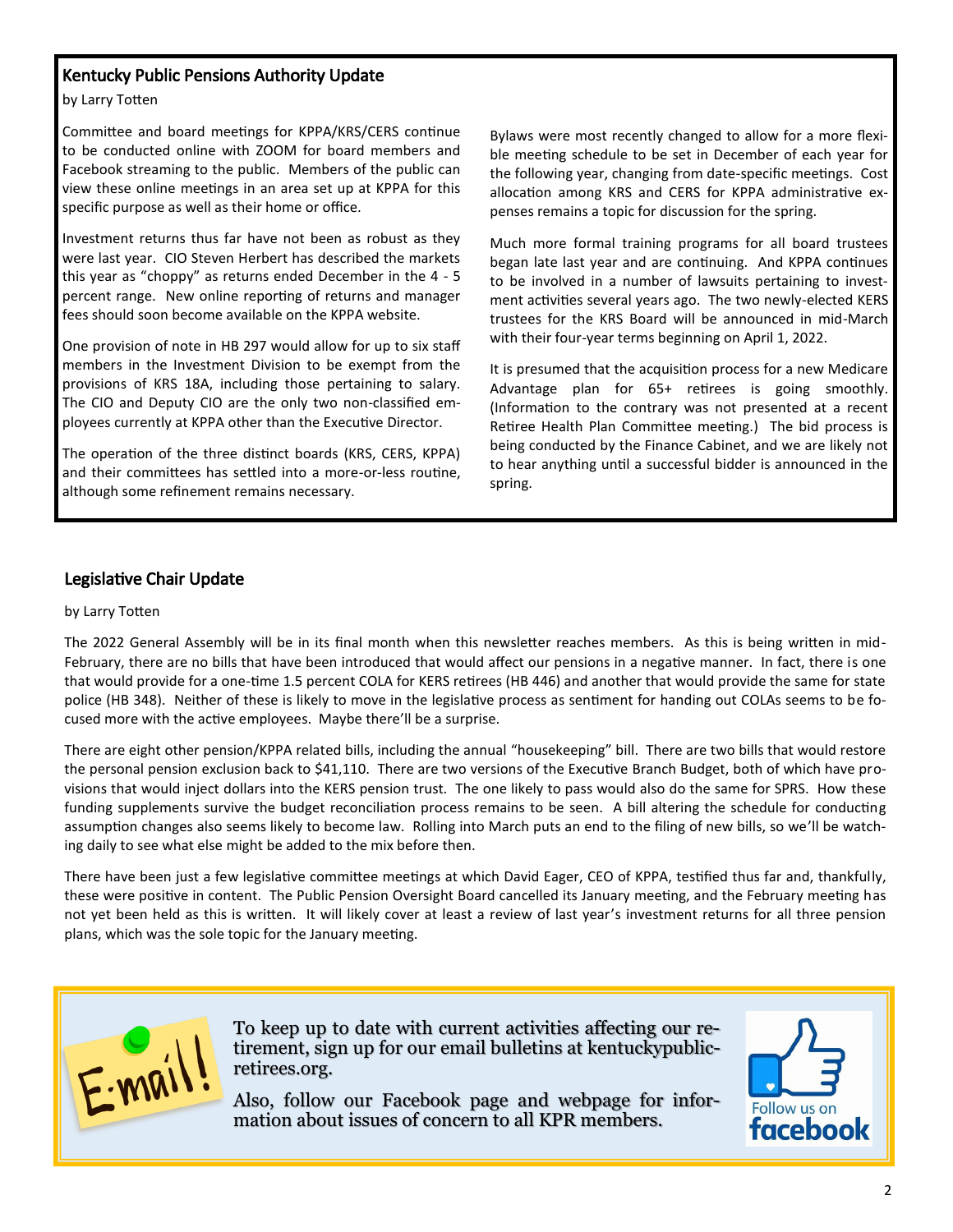## Kentucky Public Pensions Authority Update

by Larry Totten

Committee and board meetings for KPPA/KRS/CERS continue to be conducted online with ZOOM for board members and Facebook streaming to the public. Members of the public can view these online meetings in an area set up at KPPA for this specific purpose as well as their home or office.

Investment returns thus far have not been as robust as they were last year. CIO Steven Herbert has described the markets this year as "choppy" as returns ended December in the 4 - 5 percent range. New online reporting of returns and manager fees should soon become available on the KPPA website.

One provision of note in HB 297 would allow for up to six staff members in the Investment Division to be exempt from the provisions of KRS 18A, including those pertaining to salary. The CIO and Deputy CIO are the only two non-classified employees currently at KPPA other than the Executive Director.

The operation of the three distinct boards (KRS, CERS, KPPA) and their committees has settled into a more-or-less routine, although some refinement remains necessary.

Bylaws were most recently changed to allow for a more flexible meeting schedule to be set in December of each year for the following year, changing from date-specific meetings. Cost allocation among KRS and CERS for KPPA administrative expenses remains a topic for discussion for the spring.

Much more formal training programs for all board trustees began late last year and are continuing. And KPPA continues to be involved in a number of lawsuits pertaining to investment activities several years ago. The two newly-elected KERS trustees for the KRS Board will be announced in mid-March with their four-year terms beginning on April 1, 2022.

It is presumed that the acquisition process for a new Medicare Advantage plan for 65+ retirees is going smoothly. (Information to the contrary was not presented at a recent Retiree Health Plan Committee meeting.) The bid process is being conducted by the Finance Cabinet, and we are likely not to hear anything until a successful bidder is announced in the spring.

## Legislative Chair Update

by Larry Totten

The 2022 General Assembly will be in its final month when this newsletter reaches members. As this is being written in mid-February, there are no bills that have been introduced that would affect our pensions in a negative manner. In fact, there is one that would provide for a one-time 1.5 percent COLA for KERS retirees (HB 446) and another that would provide the same for state police (HB 348). Neither of these is likely to move in the legislative process as sentiment for handing out COLAs seems to be focused more with the active employees. Maybe there'll be a surprise.

There are eight other pension/KPPA related bills, including the annual "housekeeping" bill. There are two bills that would restore the personal pension exclusion back to $41,110. There are two versions of the Executive Branch Budget, both of which have provisions that would inject dollars into the KERS pension trust. The one likely to pass would also do the same for SPRS. How these funding supplements survive the budget reconciliation process remains to be seen. A bill altering the schedule for conducting assumption changes also seems likely to become law. Rolling into March puts an end to the filing of new bills, so we'll be watching daily to see what else might be added to the mix before then.

There have been just a few legislative committee meetings at which David Eager, CEO of KPPA, testified thus far and, thankfully, these were positive in content. The Public Pension Oversight Board cancelled its January meeting, and the February meeting has not yet been held as this is written. It will likely cover at least a review of last year's investment returns for all three pension plans, which was the sole topic for the January meeting.

E-mail!

To keep up to date with current activities affecting our retirement, sign up for our email bulletins at kentuckypublicretirees.org.

Also, follow our Facebook page and webpage for information about issues of concern to all KPR members.

Follow us on facebook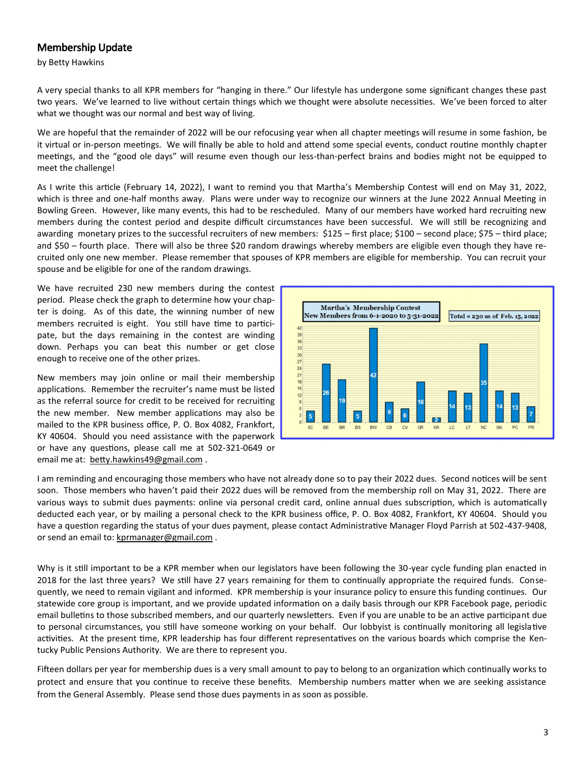## Membership Update

by Betty Hawkins

A very special thanks to all KPR members for "hanging in there." Our lifestyle has undergone some significant changes these past two years. We've learned to live without certain things which we thought were absolute necessities. We've been forced to alter what we thought was our normal and best way of living.

We are hopeful that the remainder of 2022 will be our refocusing year when all chapter meetings will resume in some fashion, be it virtual or in-person meetings. We will finally be able to hold and attend some special events, conduct routine monthly chapter meetings, and the "good ole days" will resume even though our less-than-perfect brains and bodies might not be equipped to meet the challenge!

As I write this article (February 14, 2022), I want to remind you that Martha's Membership Contest will end on May 31, 2022, which is three and one-half months away. Plans were under way to recognize our winners at the June 2022 Annual Meeting in Bowling Green. However, like many events, this had to be rescheduled. Many of our members have worked hard recruiting new members during the contest period and despite difficult circumstances have been successful. We will still be recognizing and awarding monetary prizes to the successful recruiters of new members: $125 – first place; $100 – second place; $75 – third place; and $50 – fourth place. There will also be three $20 random drawings whereby members are eligible even though they have recruited only one new member. Please remember that spouses of KPR members are eligible for membership. You can recruit your spouse and be eligible for one of the random drawings.

We have recruited 230 new members during the contest period. Please check the graph to determine how your chapter is doing. As of this date, the winning number of new members recruited is eight. You still have time to participate, but the days remaining in the contest are winding down. Perhaps you can beat this number or get close enough to receive one of the other prizes.

**Martha's Membership Contest — New Members from 6-1-2020 to 5-31-2022** (Total = 230 as of Feb. 15, 2022)

| 5C | BE | BR | BS | BW | CB | CV | GR | KR | LC | LT | NC | NK | PC | PR |
|---|---|---|---|---|---|---|---|---|---|---|---|---|---|---|
| 5 | 26 | 19 | 5 | 42 | 9 | 6 | 18 | 2 | 14 | 13 | 35 | 14 | 13 | 7 |

New members may join online or mail their membership applications. Remember the recruiter's name must be listed as the referral source for credit to be received for recruiting the new member. New member applications may also be mailed to the KPR business office, P. O. Box 4082, Frankfort, KY 40604. Should you need assistance with the paperwork or have any questions, please call me at 502-321-0649 or email me at: betty.hawkins49@gmail.com .

I am reminding and encouraging those members who have not already done so to pay their 2022 dues. Second notices will be sent soon. Those members who haven't paid their 2022 dues will be removed from the membership roll on May 31, 2022. There are various ways to submit dues payments: online via personal credit card, online annual dues subscription, which is automatically deducted each year, or by mailing a personal check to the KPR business office, P. O. Box 4082, Frankfort, KY 40604. Should you have a question regarding the status of your dues payment, please contact Administrative Manager Floyd Parrish at 502-437-9408, or send an email to: kprmanager@gmail.com .

Why is it still important to be a KPR member when our legislators have been following the 30-year cycle funding plan enacted in 2018 for the last three years? We still have 27 years remaining for them to continually appropriate the required funds. Consequently, we need to remain vigilant and informed. KPR membership is your insurance policy to ensure this funding continues. Our statewide core group is important, and we provide updated information on a daily basis through our KPR Facebook page, periodic email bulletins to those subscribed members, and our quarterly newsletters. Even if you are unable to be an active participant due to personal circumstances, you still have someone working on your behalf. Our lobbyist is continually monitoring all legislative activities. At the present time, KPR leadership has four different representatives on the various boards which comprise the Kentucky Public Pensions Authority. We are there to represent you.

Fifteen dollars per year for membership dues is a very small amount to pay to belong to an organization which continually works to protect and ensure that you continue to receive these benefits. Membership numbers matter when we are seeking assistance from the General Assembly. Please send those dues payments in as soon as possible.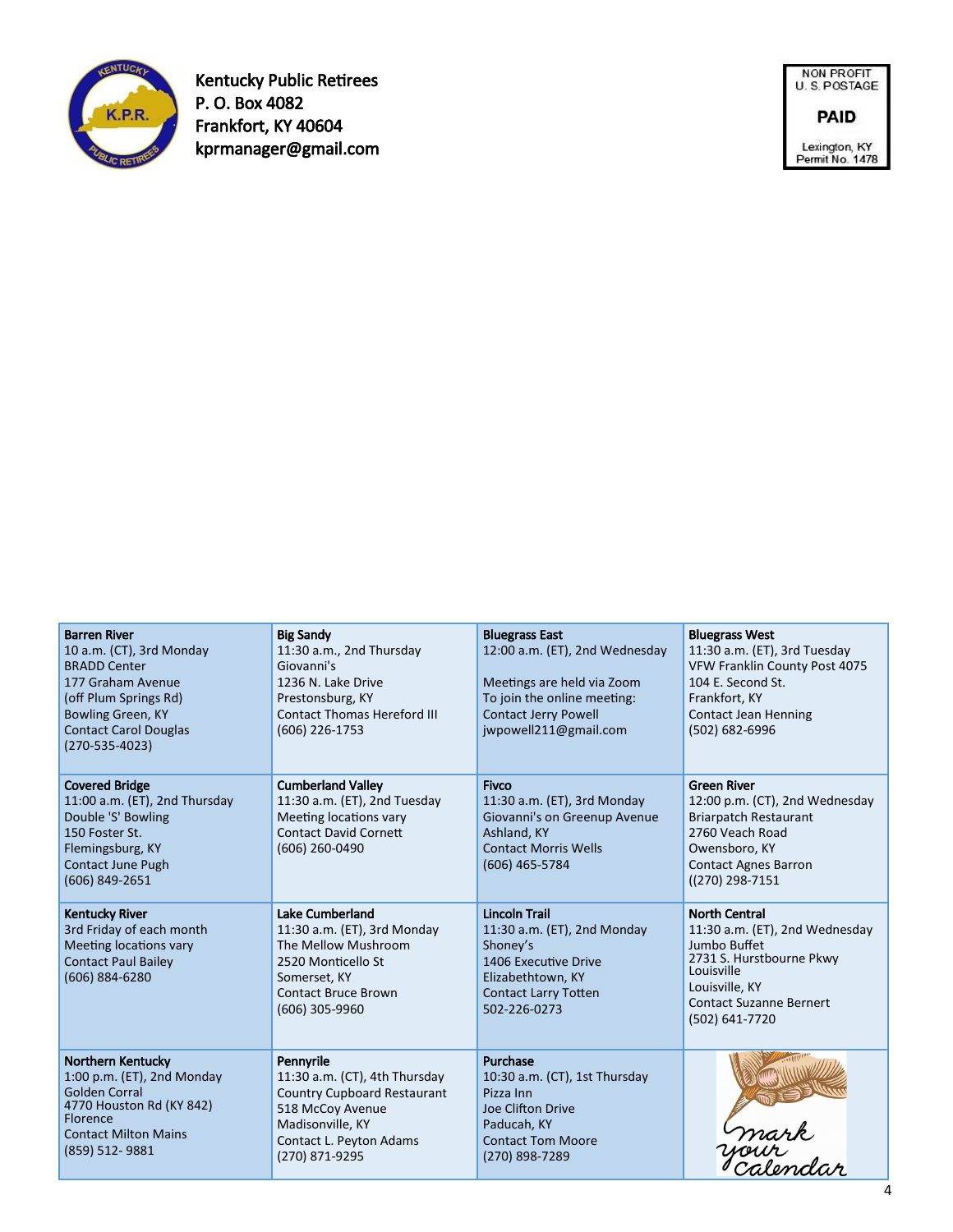Kentucky Public Retirees
P. O. Box 4082
Frankfort, KY 40604
kprmanager@gmail.com

NON PROFIT
U. S. POSTAGE
**PAID**
Lexington, KY
Permit No. 1478

| | | | |
|---|---|---|---|
| **Barren River**<br>10 a.m. (CT), 3rd Monday<br>BRADD Center<br>177 Graham Avenue<br>(off Plum Springs Rd)<br>Bowling Green, KY<br>Contact Carol Douglas<br>(270-535-4023) | **Big Sandy**<br>11:30 a.m., 2nd Thursday<br>Giovanni's<br>1236 N. Lake Drive<br>Prestonsburg, KY<br>Contact Thomas Hereford III<br>(606) 226-1753 | **Bluegrass East**<br>12:00 a.m. (ET), 2nd Wednesday<br><br>Meetings are held via Zoom<br>To join the online meeting:<br>Contact Jerry Powell<br>jwpowell211@gmail.com | **Bluegrass West**<br>11:30 a.m. (ET), 3rd Tuesday<br>VFW Franklin County Post 4075<br>104 E. Second St.<br>Frankfort, KY<br>Contact Jean Henning<br>(502) 682-6996 |
| **Covered Bridge**<br>11:00 a.m. (ET), 2nd Thursday<br>Double 'S' Bowling<br>150 Foster St.<br>Flemingsburg, KY<br>Contact June Pugh<br>(606) 849-2651 | **Cumberland Valley**<br>11:30 a.m. (ET), 2nd Tuesday<br>Meeting locations vary<br>Contact David Cornett<br>(606) 260-0490 | **Fivco**<br>11:30 a.m. (ET), 3rd Monday<br>Giovanni's on Greenup Avenue<br>Ashland, KY<br>Contact Morris Wells<br>(606) 465-5784 | **Green River**<br>12:00 p.m. (CT), 2nd Wednesday<br>Briarpatch Restaurant<br>2760 Veach Road<br>Owensboro, KY<br>Contact Agnes Barron<br>((270) 298-7151 |
| **Kentucky River**<br>3rd Friday of each month<br>Meeting locations vary<br>Contact Paul Bailey<br>(606) 884-6280 | **Lake Cumberland**<br>11:30 a.m. (ET), 3rd Monday<br>The Mellow Mushroom<br>2520 Monticello St<br>Somerset, KY<br>Contact Bruce Brown<br>(606) 305-9960 | **Lincoln Trail**<br>11:30 a.m. (ET), 2nd Monday<br>Shoney's<br>1406 Executive Drive<br>Elizabethtown, KY<br>Contact Larry Totten<br>502-226-0273 | **North Central**<br>11:30 a.m. (ET), 2nd Wednesday<br>Jumbo Buffet<br>2731 S. Hurstbourne Pkwy<br>Louisville<br>Louisville, KY<br>Contact Suzanne Bernert<br>(502) 641-7720 |
| **Northern Kentucky**<br>1:00 p.m. (ET), 2nd Monday<br>Golden Corral<br>4770 Houston Rd (KY 842)<br>Florence<br>Contact Milton Mains<br>(859) 512- 9881 | **Pennyrile**<br>11:30 a.m. (CT), 4th Thursday<br>Country Cupboard Restaurant<br>518 McCoy Avenue<br>Madisonville, KY<br>Contact L. Peyton Adams<br>(270) 871-9295 | **Purchase**<br>10:30 a.m. (CT), 1st Thursday<br>Pizza Inn<br>Joe Clifton Drive<br>Paducah, KY<br>Contact Tom Moore<br>(270) 898-7289 | mark your Calendar |